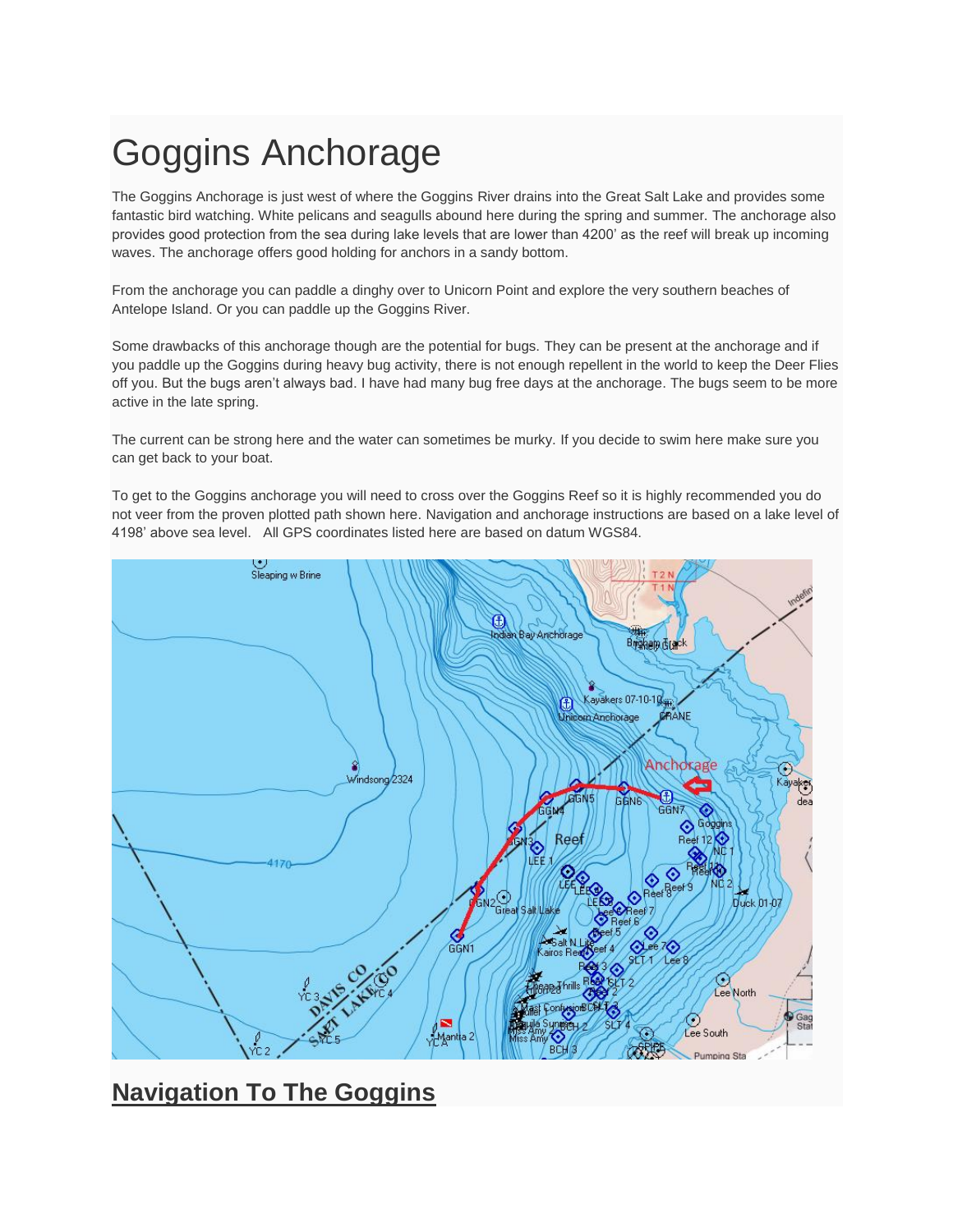# Goggins Anchorage

The Goggins Anchorage is just west of where the Goggins River drains into the Great Salt Lake and provides some fantastic bird watching. White pelicans and seagulls abound here during the spring and summer. The anchorage also provides good protection from the sea during lake levels that are lower than 4200' as the reef will break up incoming waves. The anchorage offers good holding for anchors in a sandy bottom.

From the anchorage you can paddle a dinghy over to Unicorn Point and explore the very southern beaches of Antelope Island. Or you can paddle up the Goggins River.

Some drawbacks of this anchorage though are the potential for bugs. They can be present at the anchorage and if you paddle up the Goggins during heavy bug activity, there is not enough repellent in the world to keep the Deer Flies off you. But the bugs aren't always bad. I have had many bug free days at the anchorage. The bugs seem to be more active in the late spring.

The current can be strong here and the water can sometimes be murky. If you decide to swim here make sure you can get back to your boat.

To get to the Goggins anchorage you will need to cross over the Goggins Reef so it is highly recommended you do not veer from the proven plotted path shown here. Navigation and anchorage instructions are based on a lake level of 4198' above sea level. All GPS coordinates listed here are based on datum WGS84.

## Navigation To The Goggins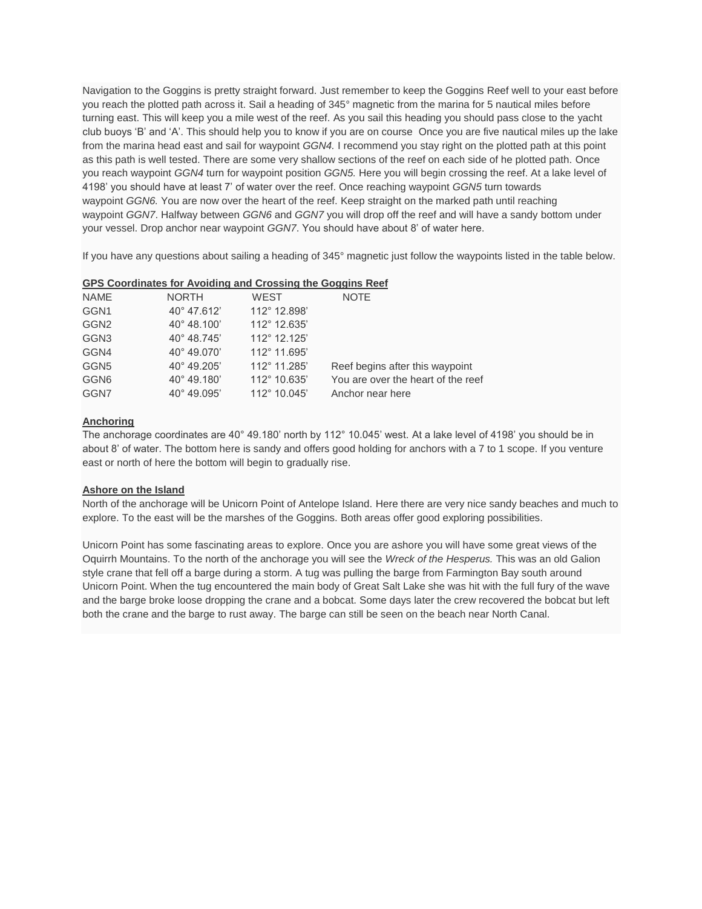Navigation to the Goggins is pretty straight forward. Just remember to keep the Goggins Reef well to your east before you reach the plotted path across it. Sail a heading of 345° magnetic from the marina for 5 nautical miles before turning east. This will keep you a mile west of the reef. As you sail this heading you should pass close to the yacht club buoys 'B' and 'A'. This should help you to know if you are on course  Once you are five nautical miles up the lake from the marina head east and sail for waypoint *GGN4.* I recommend you stay right on the plotted path at this point as this path is well tested. There are some very shallow sections of the reef on each side of he plotted path. Once you reach waypoint *GGN4* turn for waypoint position *GGN5.* Here you will begin crossing the reef. At a lake level of 4198' you should have at least 7' of water over the reef. Once reaching waypoint *GGN5* turn towards waypoint *GGN6.* You are now over the heart of the reef. Keep straight on the marked path until reaching waypoint *GGN7*. Halfway between *GGN6* and *GGN7* you will drop off the reef and will have a sandy bottom under your vessel. Drop anchor near waypoint *GGN7*. You should have about 8' of water here.

If you have any questions about sailing a heading of 345° magnetic just follow the waypoints listed in the table below.

**GPS Coordinates for Avoiding and Crossing the Goggins Reef**

| NAME | NORTH | WEST | NOTE |
|---|---|---|---|
| GGN1 | 40° 47.612' | 112° 12.898' | |
| GGN2 | 40° 48.100' | 112° 12.635' | |
| GGN3 | 40° 48.745' | 112° 12.125' | |
| GGN4 | 40° 49.070' | 112° 11.695' | |
| GGN5 | 40° 49.205' | 112° 11.285' | Reef begins after this waypoint |
| GGN6 | 40° 49.180' | 112° 10.635' | You are over the heart of the reef |
| GGN7 | 40° 49.095' | 112° 10.045' | Anchor near here |

**Anchoring**

The anchorage coordinates are 40° 49.180' north by 112° 10.045' west. At a lake level of 4198' you should be in about 8' of water. The bottom here is sandy and offers good holding for anchors with a 7 to 1 scope. If you venture east or north of here the bottom will begin to gradually rise.

**Ashore on the Island**

North of the anchorage will be Unicorn Point of Antelope Island. Here there are very nice sandy beaches and much to explore. To the east will be the marshes of the Goggins. Both areas offer good exploring possibilities.

Unicorn Point has some fascinating areas to explore. Once you are ashore you will have some great views of the Oquirrh Mountains. To the north of the anchorage you will see the *Wreck of the Hesperus.* This was an old Galion style crane that fell off a barge during a storm. A tug was pulling the barge from Farmington Bay south around Unicorn Point. When the tug encountered the main body of Great Salt Lake she was hit with the full fury of the wave and the barge broke loose dropping the crane and a bobcat. Some days later the crew recovered the bobcat but left both the crane and the barge to rust away. The barge can still be seen on the beach near North Canal.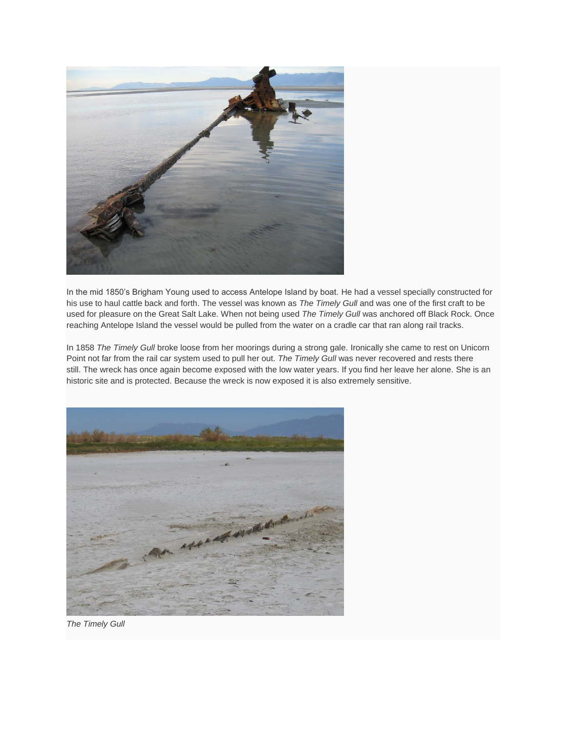In the mid 1850's Brigham Young used to access Antelope Island by boat. He had a vessel specially constructed for his use to haul cattle back and forth. The vessel was known as *The Timely Gull* and was one of the first craft to be used for pleasure on the Great Salt Lake. When not being used *The Timely Gull* was anchored off Black Rock. Once reaching Antelope Island the vessel would be pulled from the water on a cradle car that ran along rail tracks.

In 1858 *The Timely Gull* broke loose from her moorings during a strong gale. Ironically she came to rest on Unicorn Point not far from the rail car system used to pull her out. *The Timely Gull* was never recovered and rests there still. The wreck has once again become exposed with the low water years. If you find her leave her alone. She is an historic site and is protected. Because the wreck is now exposed it is also extremely sensitive.

*The Timely Gull*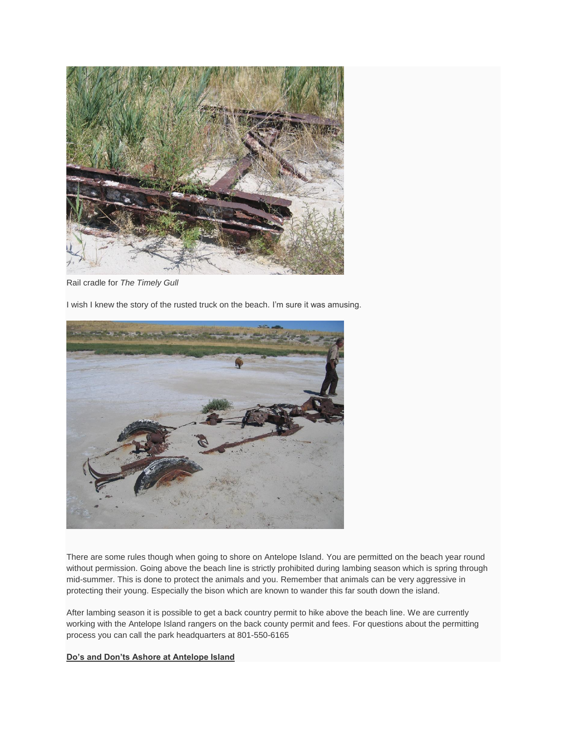Rail cradle for *The Timely Gull*

I wish I knew the story of the rusted truck on the beach. I'm sure it was amusing.

There are some rules though when going to shore on Antelope Island. You are permitted on the beach year round without permission. Going above the beach line is strictly prohibited during lambing season which is spring through mid-summer. This is done to protect the animals and you. Remember that animals can be very aggressive in protecting their young. Especially the bison which are known to wander this far south down the island.

After lambing season it is possible to get a back country permit to hike above the beach line. We are currently working with the Antelope Island rangers on the back county permit and fees. For questions about the permitting process you can call the park headquarters at 801-550-6165

**Do's and Don'ts Ashore at Antelope Island**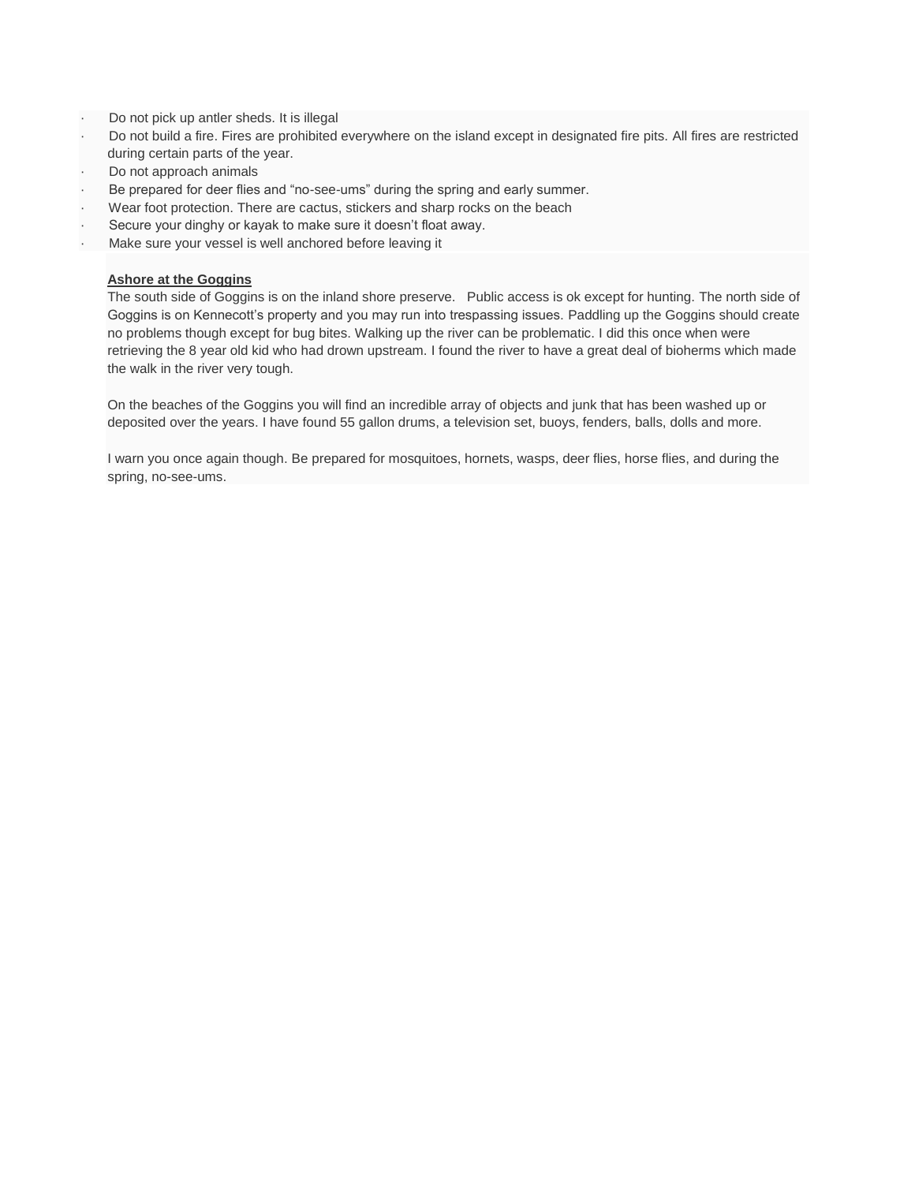- Do not pick up antler sheds. It is illegal
- Do not build a fire. Fires are prohibited everywhere on the island except in designated fire pits. All fires are restricted during certain parts of the year.
- Do not approach animals
- Be prepared for deer flies and “no-see-ums” during the spring and early summer.
- Wear foot protection. There are cactus, stickers and sharp rocks on the beach
- Secure your dinghy or kayak to make sure it doesn’t float away.
- Make sure your vessel is well anchored before leaving it

**Ashore at the Goggins**

The south side of Goggins is on the inland shore preserve. Public access is ok except for hunting. The north side of Goggins is on Kennecott’s property and you may run into trespassing issues. Paddling up the Goggins should create no problems though except for bug bites. Walking up the river can be problematic. I did this once when were retrieving the 8 year old kid who had drown upstream. I found the river to have a great deal of bioherms which made the walk in the river very tough.

On the beaches of the Goggins you will find an incredible array of objects and junk that has been washed up or deposited over the years. I have found 55 gallon drums, a television set, buoys, fenders, balls, dolls and more.

I warn you once again though. Be prepared for mosquitoes, hornets, wasps, deer flies, horse flies, and during the spring, no-see-ums.